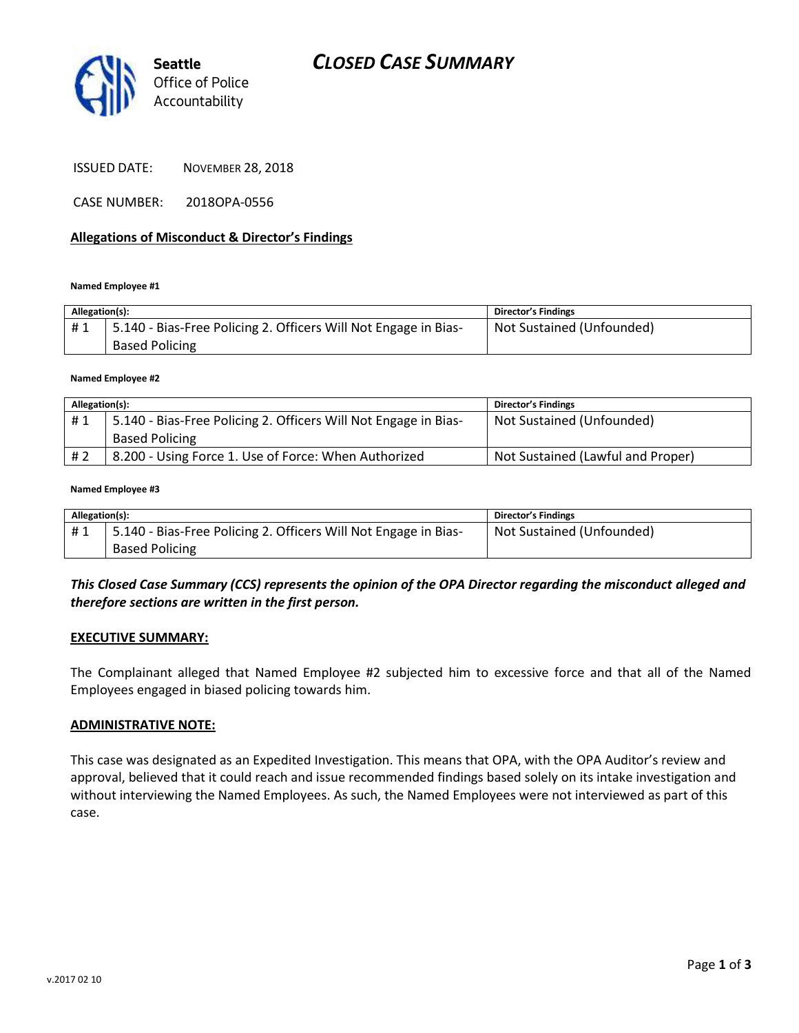Seattle
Office of Police
Accountability

# CLOSED CASE SUMMARY

ISSUED DATE: NOVEMBER 28, 2018

CASE NUMBER: 2018OPA-0556

## Allegations of Misconduct & Director's Findings

**Named Employee #1**

| Allegation(s): | | Director's Findings |
|---|---|---|
| # 1 | 5.140 - Bias-Free Policing 2. Officers Will Not Engage in Bias-Based Policing | Not Sustained (Unfounded) |

**Named Employee #2**

| Allegation(s): | | Director's Findings |
|---|---|---|
| # 1 | 5.140 - Bias-Free Policing 2. Officers Will Not Engage in Bias-Based Policing | Not Sustained (Unfounded) |
| # 2 | 8.200 - Using Force 1. Use of Force: When Authorized | Not Sustained (Lawful and Proper) |

**Named Employee #3**

| Allegation(s): | | Director's Findings |
|---|---|---|
| # 1 | 5.140 - Bias-Free Policing 2. Officers Will Not Engage in Bias-Based Policing | Not Sustained (Unfounded) |

***This Closed Case Summary (CCS) represents the opinion of the OPA Director regarding the misconduct alleged and therefore sections are written in the first person.***

**EXECUTIVE SUMMARY:**

The Complainant alleged that Named Employee #2 subjected him to excessive force and that all of the Named Employees engaged in biased policing towards him.

**ADMINISTRATIVE NOTE:**

This case was designated as an Expedited Investigation. This means that OPA, with the OPA Auditor's review and approval, believed that it could reach and issue recommended findings based solely on its intake investigation and without interviewing the Named Employees. As such, the Named Employees were not interviewed as part of this case.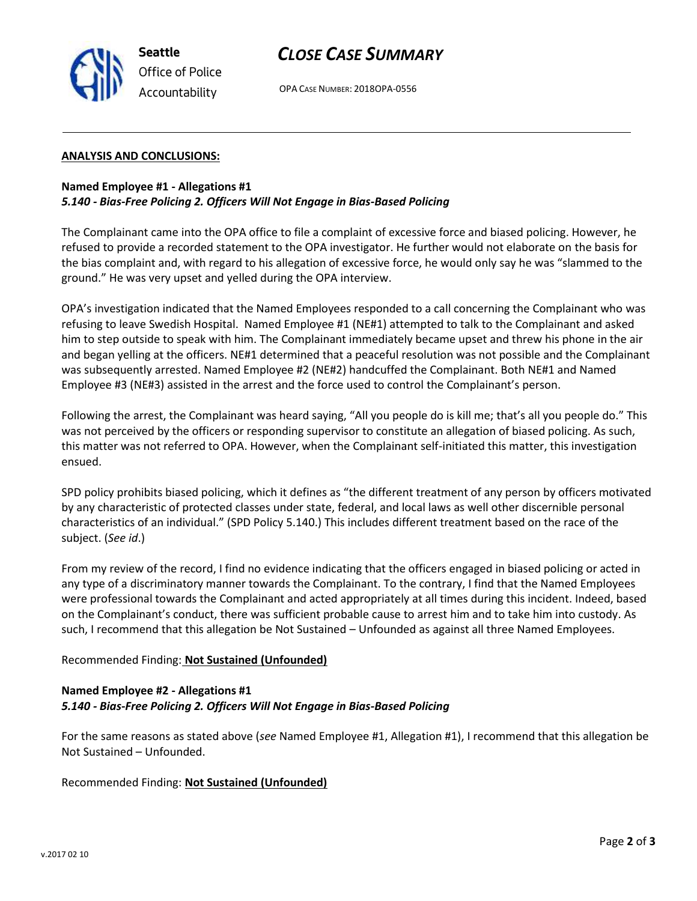## ANALYSIS AND CONCLUSIONS:

**Named Employee #1 - Allegations #1**
***5.140 - Bias-Free Policing 2. Officers Will Not Engage in Bias-Based Policing***

The Complainant came into the OPA office to file a complaint of excessive force and biased policing. However, he refused to provide a recorded statement to the OPA investigator. He further would not elaborate on the basis for the bias complaint and, with regard to his allegation of excessive force, he would only say he was "slammed to the ground." He was very upset and yelled during the OPA interview.

OPA's investigation indicated that the Named Employees responded to a call concerning the Complainant who was refusing to leave Swedish Hospital. Named Employee #1 (NE#1) attempted to talk to the Complainant and asked him to step outside to speak with him. The Complainant immediately became upset and threw his phone in the air and began yelling at the officers. NE#1 determined that a peaceful resolution was not possible and the Complainant was subsequently arrested. Named Employee #2 (NE#2) handcuffed the Complainant. Both NE#1 and Named Employee #3 (NE#3) assisted in the arrest and the force used to control the Complainant's person.

Following the arrest, the Complainant was heard saying, "All you people do is kill me; that's all you people do." This was not perceived by the officers or responding supervisor to constitute an allegation of biased policing. As such, this matter was not referred to OPA. However, when the Complainant self-initiated this matter, this investigation ensued.

SPD policy prohibits biased policing, which it defines as "the different treatment of any person by officers motivated by any characteristic of protected classes under state, federal, and local laws as well other discernible personal characteristics of an individual." (SPD Policy 5.140.) This includes different treatment based on the race of the subject. (*See id*.)

From my review of the record, I find no evidence indicating that the officers engaged in biased policing or acted in any type of a discriminatory manner towards the Complainant. To the contrary, I find that the Named Employees were professional towards the Complainant and acted appropriately at all times during this incident. Indeed, based on the Complainant's conduct, there was sufficient probable cause to arrest him and to take him into custody. As such, I recommend that this allegation be Not Sustained – Unfounded as against all three Named Employees.

Recommended Finding: **Not Sustained (Unfounded)**

**Named Employee #2 - Allegations #1**
***5.140 - Bias-Free Policing 2. Officers Will Not Engage in Bias-Based Policing***

For the same reasons as stated above (*see* Named Employee #1, Allegation #1), I recommend that this allegation be Not Sustained – Unfounded.

Recommended Finding: **Not Sustained (Unfounded)**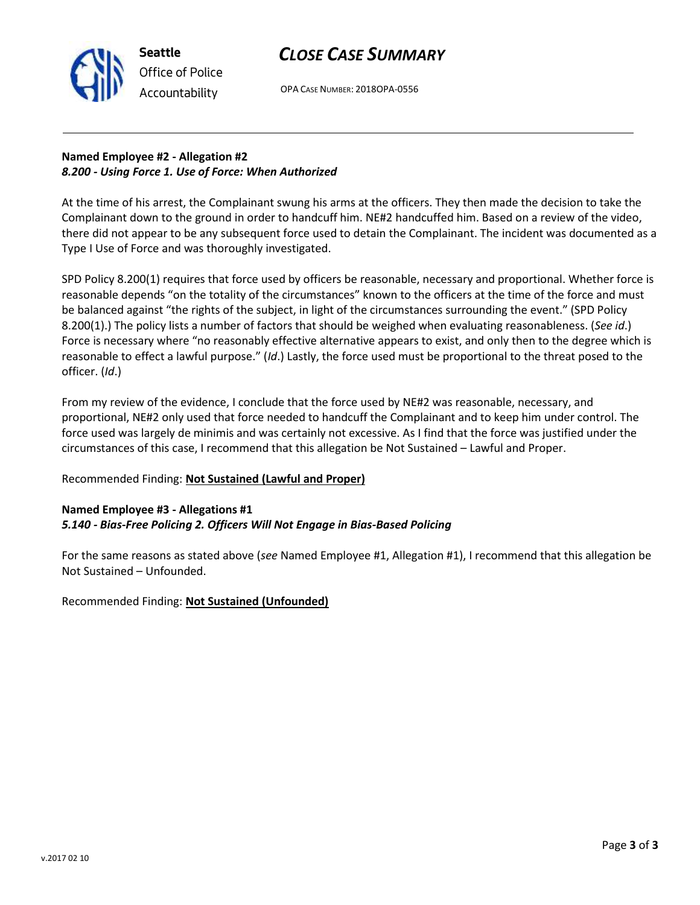**Named Employee #2 - Allegation #2**
***8.200 - Using Force 1. Use of Force: When Authorized***

At the time of his arrest, the Complainant swung his arms at the officers. They then made the decision to take the Complainant down to the ground in order to handcuff him. NE#2 handcuffed him. Based on a review of the video, there did not appear to be any subsequent force used to detain the Complainant. The incident was documented as a Type I Use of Force and was thoroughly investigated.

SPD Policy 8.200(1) requires that force used by officers be reasonable, necessary and proportional. Whether force is reasonable depends "on the totality of the circumstances" known to the officers at the time of the force and must be balanced against "the rights of the subject, in light of the circumstances surrounding the event." (SPD Policy 8.200(1).) The policy lists a number of factors that should be weighed when evaluating reasonableness. (*See id*.) Force is necessary where "no reasonably effective alternative appears to exist, and only then to the degree which is reasonable to effect a lawful purpose." (*Id*.) Lastly, the force used must be proportional to the threat posed to the officer. (*Id*.)

From my review of the evidence, I conclude that the force used by NE#2 was reasonable, necessary, and proportional, NE#2 only used that force needed to handcuff the Complainant and to keep him under control. The force used was largely de minimis and was certainly not excessive. As I find that the force was justified under the circumstances of this case, I recommend that this allegation be Not Sustained – Lawful and Proper.

Recommended Finding: **Not Sustained (Lawful and Proper)**

**Named Employee #3 - Allegations #1**
***5.140 - Bias-Free Policing 2. Officers Will Not Engage in Bias-Based Policing***

For the same reasons as stated above (*see* Named Employee #1, Allegation #1), I recommend that this allegation be Not Sustained – Unfounded.

Recommended Finding: **Not Sustained (Unfounded)**